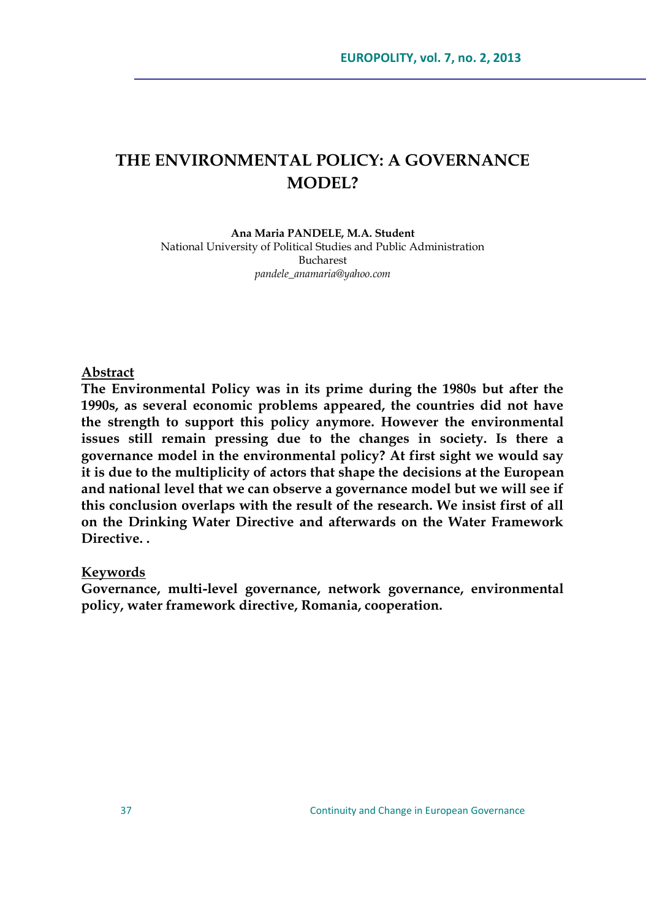# THE ENVIRONMENTAL POLICY: A GOVERNANCE MODEL?

**Ana Maria PANDELE, M.A. Student**
National University of Political Studies and Public Administration
Bucharest
*pandele_anamaria@yahoo.com*

**Abstract**

**The Environmental Policy was in its prime during the 1980s but after the 1990s, as several economic problems appeared, the countries did not have the strength to support this policy anymore. However the environmental issues still remain pressing due to the changes in society. Is there a governance model in the environmental policy? At first sight we would say it is due to the multiplicity of actors that shape the decisions at the European and national level that we can observe a governance model but we will see if this conclusion overlaps with the result of the research. We insist first of all on the Drinking Water Directive and afterwards on the Water Framework Directive. .**

**Keywords**

**Governance, multi-level governance, network governance, environmental policy, water framework directive, Romania, cooperation.**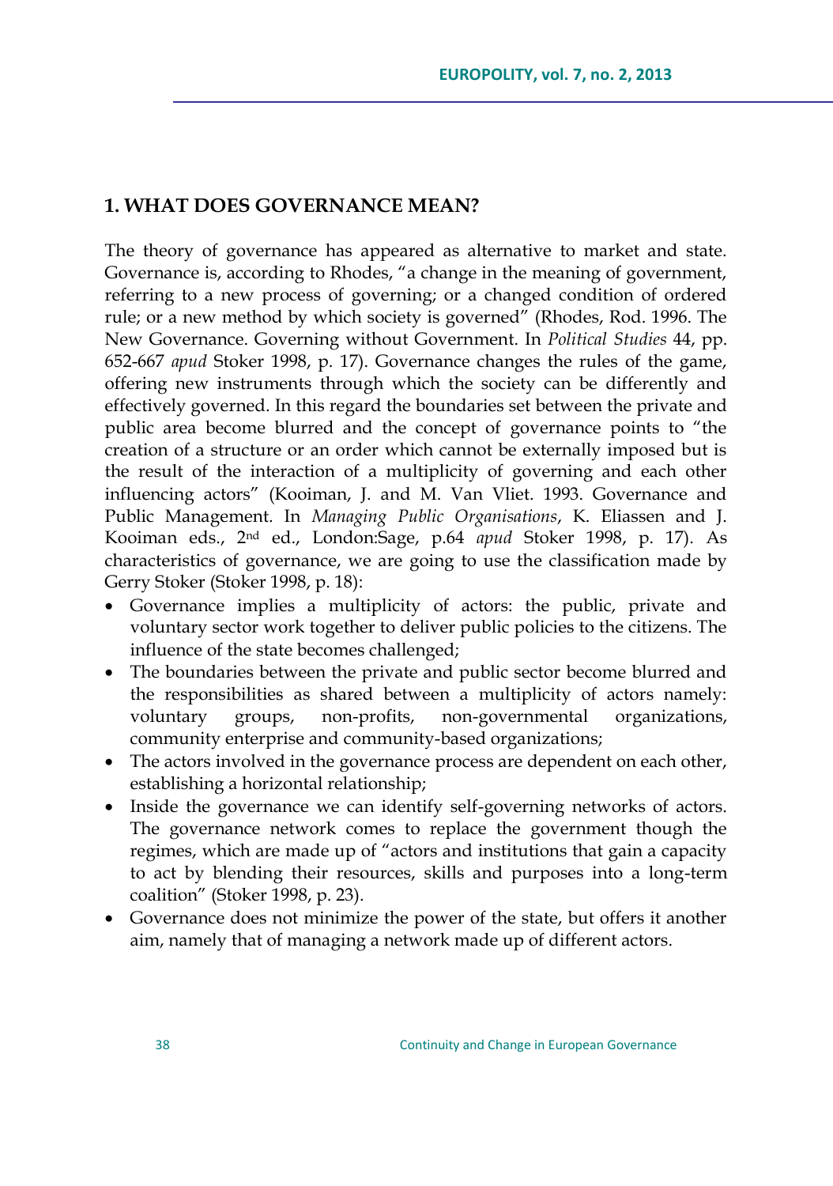## 1. WHAT DOES GOVERNANCE MEAN?

The theory of governance has appeared as alternative to market and state. Governance is, according to Rhodes, "a change in the meaning of government, referring to a new process of governing; or a changed condition of ordered rule; or a new method by which society is governed" (Rhodes, Rod. 1996. The New Governance. Governing without Government. In *Political Studies* 44, pp. 652-667 *apud* Stoker 1998, p. 17). Governance changes the rules of the game, offering new instruments through which the society can be differently and effectively governed. In this regard the boundaries set between the private and public area become blurred and the concept of governance points to "the creation of a structure or an order which cannot be externally imposed but is the result of the interaction of a multiplicity of governing and each other influencing actors" (Kooiman, J. and M. Van Vliet. 1993. Governance and Public Management. In *Managing Public Organisations*, K. Eliassen and J. Kooiman eds., 2nd ed., London:Sage, p.64 *apud* Stoker 1998, p. 17). As characteristics of governance, we are going to use the classification made by Gerry Stoker (Stoker 1998, p. 18):

- Governance implies a multiplicity of actors: the public, private and voluntary sector work together to deliver public policies to the citizens. The influence of the state becomes challenged;
- The boundaries between the private and public sector become blurred and the responsibilities as shared between a multiplicity of actors namely: voluntary groups, non-profits, non-governmental organizations, community enterprise and community-based organizations;
- The actors involved in the governance process are dependent on each other, establishing a horizontal relationship;
- Inside the governance we can identify self-governing networks of actors. The governance network comes to replace the government though the regimes, which are made up of "actors and institutions that gain a capacity to act by blending their resources, skills and purposes into a long-term coalition" (Stoker 1998, p. 23).
- Governance does not minimize the power of the state, but offers it another aim, namely that of managing a network made up of different actors.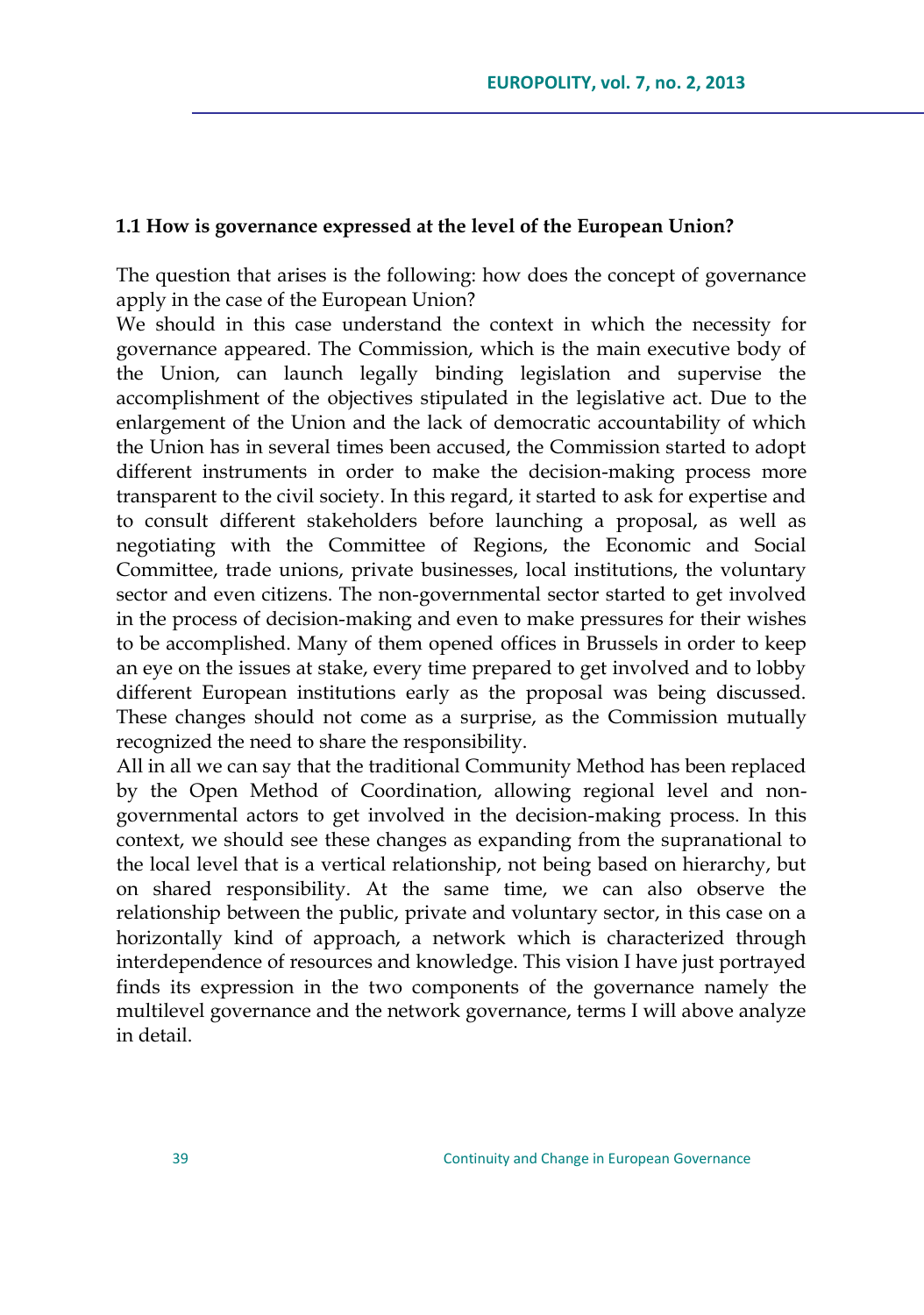### 1.1 How is governance expressed at the level of the European Union?

The question that arises is the following: how does the concept of governance apply in the case of the European Union?

We should in this case understand the context in which the necessity for governance appeared. The Commission, which is the main executive body of the Union, can launch legally binding legislation and supervise the accomplishment of the objectives stipulated in the legislative act. Due to the enlargement of the Union and the lack of democratic accountability of which the Union has in several times been accused, the Commission started to adopt different instruments in order to make the decision-making process more transparent to the civil society. In this regard, it started to ask for expertise and to consult different stakeholders before launching a proposal, as well as negotiating with the Committee of Regions, the Economic and Social Committee, trade unions, private businesses, local institutions, the voluntary sector and even citizens. The non-governmental sector started to get involved in the process of decision-making and even to make pressures for their wishes to be accomplished. Many of them opened offices in Brussels in order to keep an eye on the issues at stake, every time prepared to get involved and to lobby different European institutions early as the proposal was being discussed. These changes should not come as a surprise, as the Commission mutually recognized the need to share the responsibility.

All in all we can say that the traditional Community Method has been replaced by the Open Method of Coordination, allowing regional level and non-governmental actors to get involved in the decision-making process. In this context, we should see these changes as expanding from the supranational to the local level that is a vertical relationship, not being based on hierarchy, but on shared responsibility. At the same time, we can also observe the relationship between the public, private and voluntary sector, in this case on a horizontally kind of approach, a network which is characterized through interdependence of resources and knowledge. This vision I have just portrayed finds its expression in the two components of the governance namely the multilevel governance and the network governance, terms I will above analyze in detail.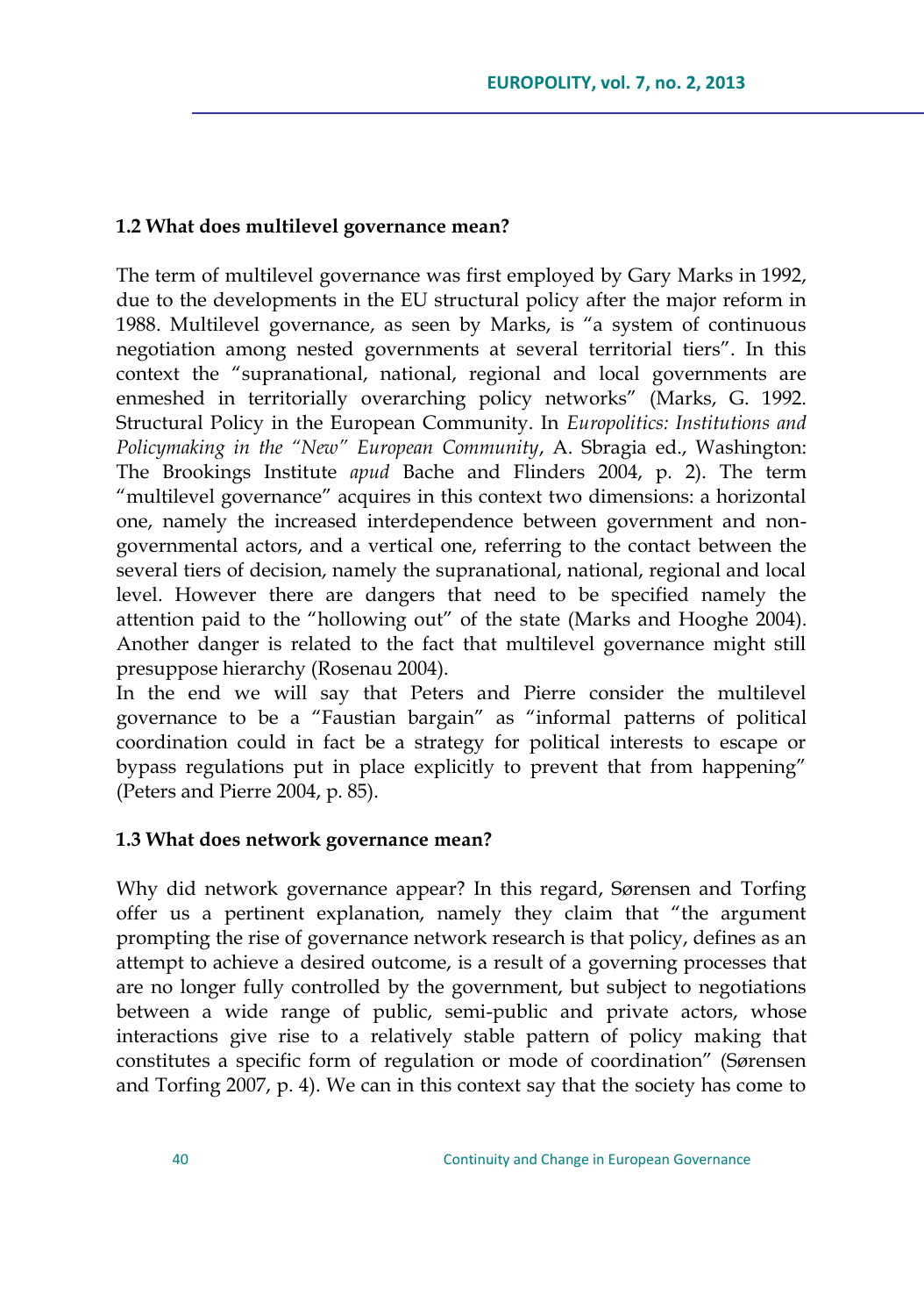### 1.2 What does multilevel governance mean?

The term of multilevel governance was first employed by Gary Marks in 1992, due to the developments in the EU structural policy after the major reform in 1988. Multilevel governance, as seen by Marks, is "a system of continuous negotiation among nested governments at several territorial tiers". In this context the "supranational, national, regional and local governments are enmeshed in territorially overarching policy networks" (Marks, G. 1992. Structural Policy in the European Community. In *Europolitics: Institutions and Policymaking in the "New" European Community*, A. Sbragia ed., Washington: The Brookings Institute *apud* Bache and Flinders 2004, p. 2). The term "multilevel governance" acquires in this context two dimensions: a horizontal one, namely the increased interdependence between government and non-governmental actors, and a vertical one, referring to the contact between the several tiers of decision, namely the supranational, national, regional and local level. However there are dangers that need to be specified namely the attention paid to the "hollowing out" of the state (Marks and Hooghe 2004). Another danger is related to the fact that multilevel governance might still presuppose hierarchy (Rosenau 2004).

In the end we will say that Peters and Pierre consider the multilevel governance to be a "Faustian bargain" as "informal patterns of political coordination could in fact be a strategy for political interests to escape or bypass regulations put in place explicitly to prevent that from happening" (Peters and Pierre 2004, p. 85).

### 1.3 What does network governance mean?

Why did network governance appear? In this regard, Sørensen and Torfing offer us a pertinent explanation, namely they claim that "the argument prompting the rise of governance network research is that policy, defines as an attempt to achieve a desired outcome, is a result of a governing processes that are no longer fully controlled by the government, but subject to negotiations between a wide range of public, semi-public and private actors, whose interactions give rise to a relatively stable pattern of policy making that constitutes a specific form of regulation or mode of coordination" (Sørensen and Torfing 2007, p. 4). We can in this context say that the society has come to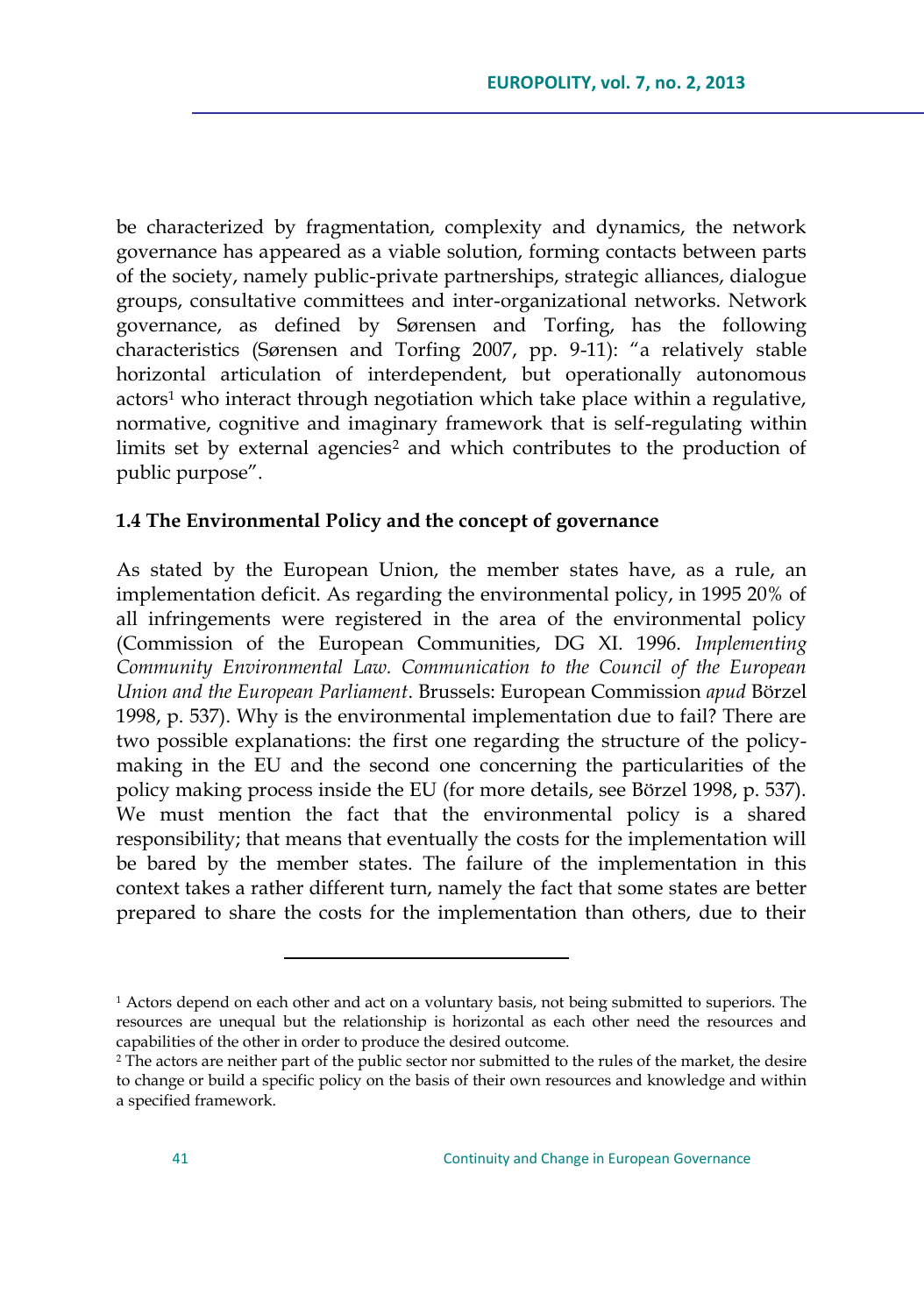be characterized by fragmentation, complexity and dynamics, the network governance has appeared as a viable solution, forming contacts between parts of the society, namely public-private partnerships, strategic alliances, dialogue groups, consultative committees and inter-organizational networks. Network governance, as defined by Sørensen and Torfing, has the following characteristics (Sørensen and Torfing 2007, pp. 9-11): "a relatively stable horizontal articulation of interdependent, but operationally autonomous actors[1] who interact through negotiation which take place within a regulative, normative, cognitive and imaginary framework that is self-regulating within limits set by external agencies[2] and which contributes to the production of public purpose".

### 1.4 The Environmental Policy and the concept of governance

As stated by the European Union, the member states have, as a rule, an implementation deficit. As regarding the environmental policy, in 1995 20% of all infringements were registered in the area of the environmental policy (Commission of the European Communities, DG XI. 1996. *Implementing Community Environmental Law. Communication to the Council of the European Union and the European Parliament*. Brussels: European Commission *apud* Börzel 1998, p. 537). Why is the environmental implementation due to fail? There are two possible explanations: the first one regarding the structure of the policy-making in the EU and the second one concerning the particularities of the policy making process inside the EU (for more details, see Börzel 1998, p. 537). We must mention the fact that the environmental policy is a shared responsibility; that means that eventually the costs for the implementation will be bared by the member states. The failure of the implementation in this context takes a rather different turn, namely the fact that some states are better prepared to share the costs for the implementation than others, due to their

---

[1] Actors depend on each other and act on a voluntary basis, not being submitted to superiors. The resources are unequal but the relationship is horizontal as each other need the resources and capabilities of the other in order to produce the desired outcome.

[2] The actors are neither part of the public sector nor submitted to the rules of the market, the desire to change or build a specific policy on the basis of their own resources and knowledge and within a specified framework.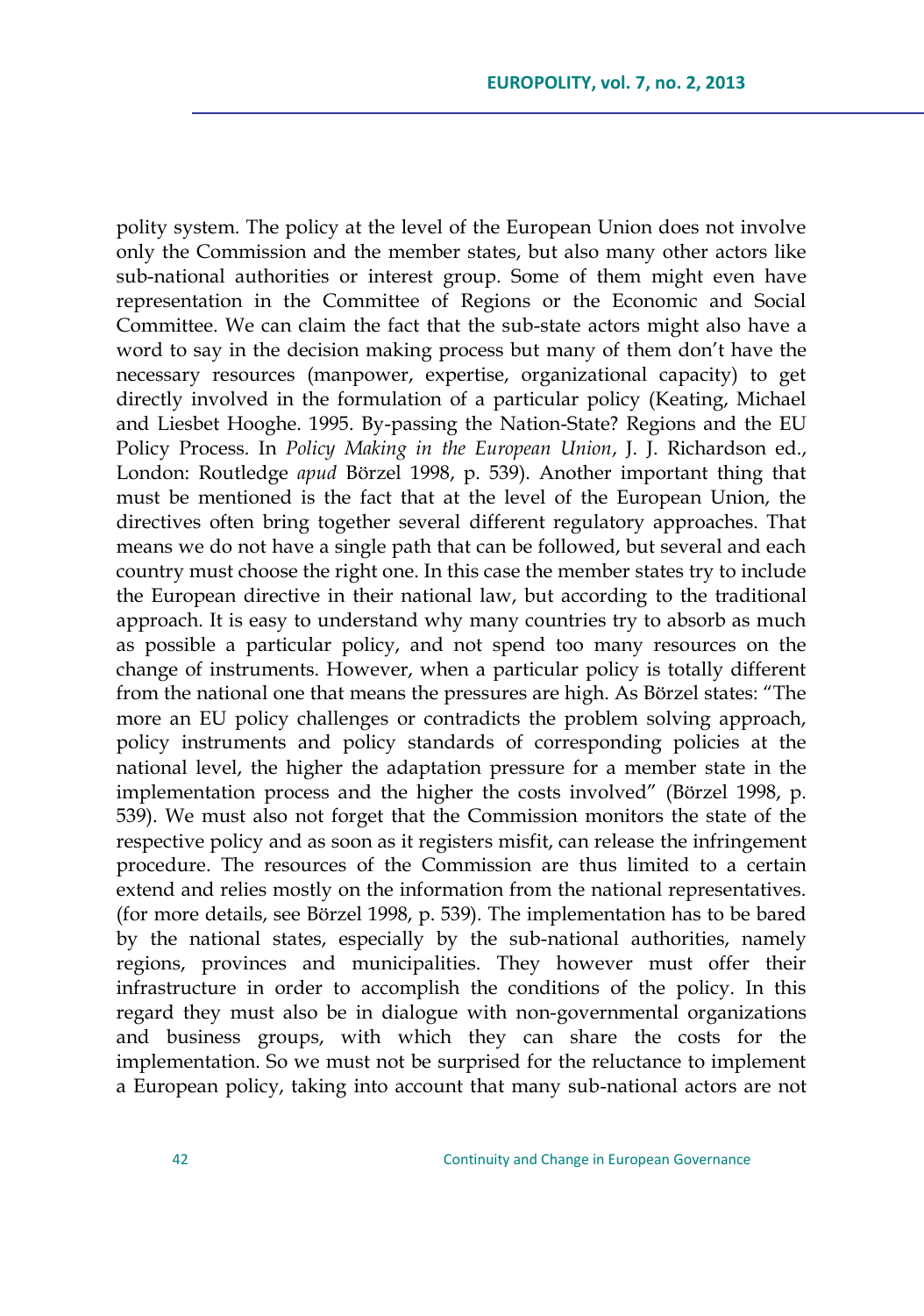polity system. The policy at the level of the European Union does not involve only the Commission and the member states, but also many other actors like sub-national authorities or interest group. Some of them might even have representation in the Committee of Regions or the Economic and Social Committee. We can claim the fact that the sub-state actors might also have a word to say in the decision making process but many of them don't have the necessary resources (manpower, expertise, organizational capacity) to get directly involved in the formulation of a particular policy (Keating, Michael and Liesbet Hooghe. 1995. By-passing the Nation-State? Regions and the EU Policy Process. In *Policy Making in the European Union*, J. J. Richardson ed., London: Routledge *apud* Börzel 1998, p. 539). Another important thing that must be mentioned is the fact that at the level of the European Union, the directives often bring together several different regulatory approaches. That means we do not have a single path that can be followed, but several and each country must choose the right one. In this case the member states try to include the European directive in their national law, but according to the traditional approach. It is easy to understand why many countries try to absorb as much as possible a particular policy, and not spend too many resources on the change of instruments. However, when a particular policy is totally different from the national one that means the pressures are high. As Börzel states: "The more an EU policy challenges or contradicts the problem solving approach, policy instruments and policy standards of corresponding policies at the national level, the higher the adaptation pressure for a member state in the implementation process and the higher the costs involved" (Börzel 1998, p. 539). We must also not forget that the Commission monitors the state of the respective policy and as soon as it registers misfit, can release the infringement procedure. The resources of the Commission are thus limited to a certain extend and relies mostly on the information from the national representatives. (for more details, see Börzel 1998, p. 539). The implementation has to be bared by the national states, especially by the sub-national authorities, namely regions, provinces and municipalities. They however must offer their infrastructure in order to accomplish the conditions of the policy. In this regard they must also be in dialogue with non-governmental organizations and business groups, with which they can share the costs for the implementation. So we must not be surprised for the reluctance to implement a European policy, taking into account that many sub-national actors are not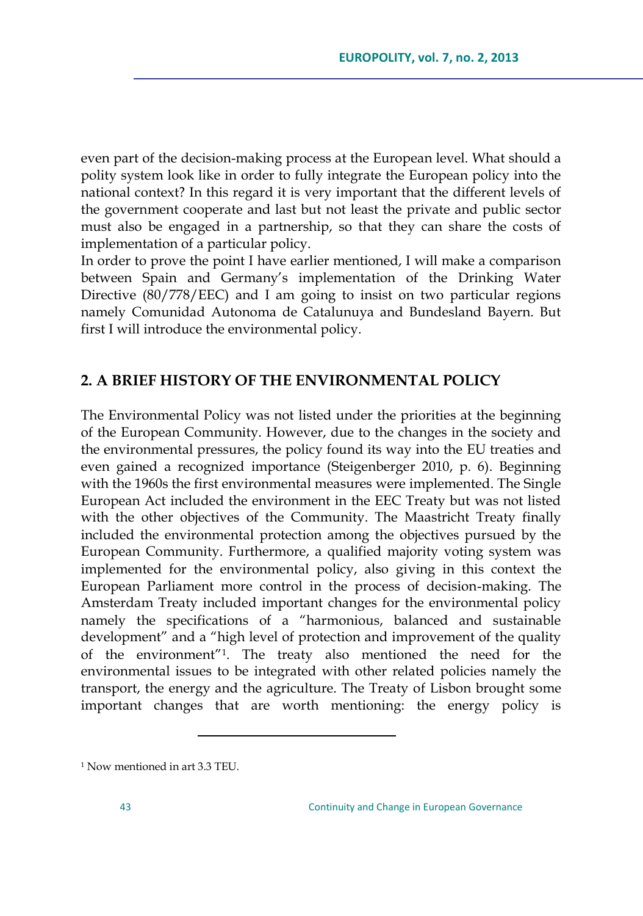even part of the decision-making process at the European level. What should a polity system look like in order to fully integrate the European policy into the national context? In this regard it is very important that the different levels of the government cooperate and last but not least the private and public sector must also be engaged in a partnership, so that they can share the costs of implementation of a particular policy.

In order to prove the point I have earlier mentioned, I will make a comparison between Spain and Germany's implementation of the Drinking Water Directive (80/778/EEC) and I am going to insist on two particular regions namely Comunidad Autonoma de Catalunuya and Bundesland Bayern. But first I will introduce the environmental policy.

## 2. A BRIEF HISTORY OF THE ENVIRONMENTAL POLICY

The Environmental Policy was not listed under the priorities at the beginning of the European Community. However, due to the changes in the society and the environmental pressures, the policy found its way into the EU treaties and even gained a recognized importance (Steigenberger 2010, p. 6). Beginning with the 1960s the first environmental measures were implemented. The Single European Act included the environment in the EEC Treaty but was not listed with the other objectives of the Community. The Maastricht Treaty finally included the environmental protection among the objectives pursued by the European Community. Furthermore, a qualified majority voting system was implemented for the environmental policy, also giving in this context the European Parliament more control in the process of decision-making. The Amsterdam Treaty included important changes for the environmental policy namely the specifications of a "harmonious, balanced and sustainable development" and a "high level of protection and improvement of the quality of the environment"[1]. The treaty also mentioned the need for the environmental issues to be integrated with other related policies namely the transport, the energy and the agriculture. The Treaty of Lisbon brought some important changes that are worth mentioning: the energy policy is

---

[1] Now mentioned in art 3.3 TEU.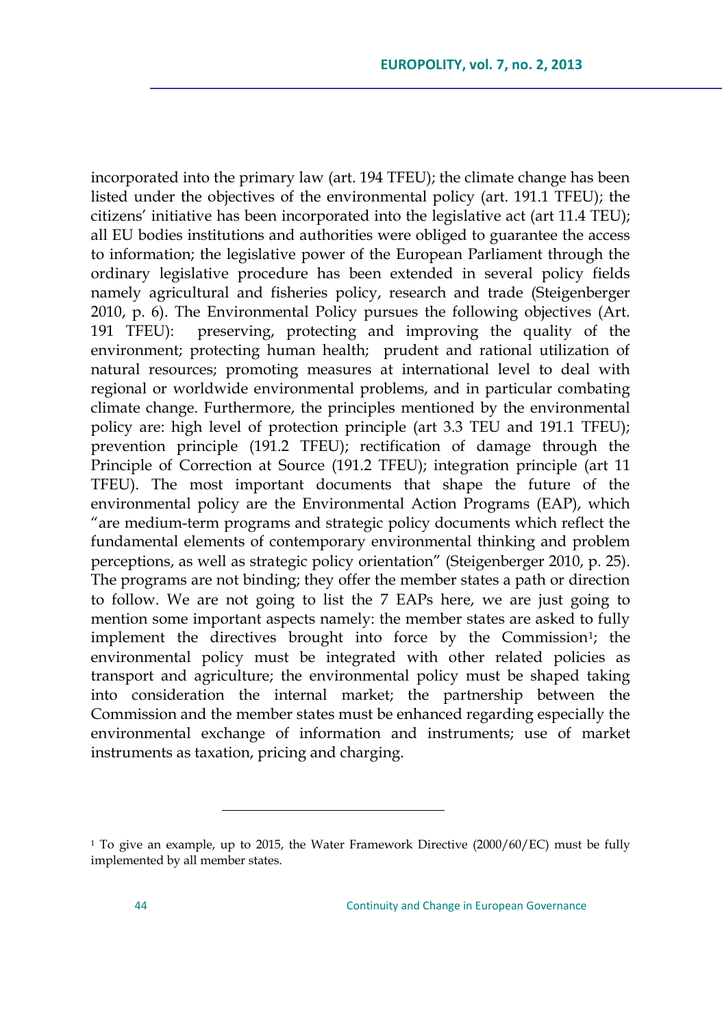incorporated into the primary law (art. 194 TFEU); the climate change has been listed under the objectives of the environmental policy (art. 191.1 TFEU); the citizens' initiative has been incorporated into the legislative act (art 11.4 TEU); all EU bodies institutions and authorities were obliged to guarantee the access to information; the legislative power of the European Parliament through the ordinary legislative procedure has been extended in several policy fields namely agricultural and fisheries policy, research and trade (Steigenberger 2010, p. 6). The Environmental Policy pursues the following objectives (Art. 191 TFEU): preserving, protecting and improving the quality of the environment; protecting human health; prudent and rational utilization of natural resources; promoting measures at international level to deal with regional or worldwide environmental problems, and in particular combating climate change. Furthermore, the principles mentioned by the environmental policy are: high level of protection principle (art 3.3 TEU and 191.1 TFEU); prevention principle (191.2 TFEU); rectification of damage through the Principle of Correction at Source (191.2 TFEU); integration principle (art 11 TFEU). The most important documents that shape the future of the environmental policy are the Environmental Action Programs (EAP), which "are medium-term programs and strategic policy documents which reflect the fundamental elements of contemporary environmental thinking and problem perceptions, as well as strategic policy orientation" (Steigenberger 2010, p. 25). The programs are not binding; they offer the member states a path or direction to follow. We are not going to list the 7 EAPs here, we are just going to mention some important aspects namely: the member states are asked to fully implement the directives brought into force by the Commission[1]; the environmental policy must be integrated with other related policies as transport and agriculture; the environmental policy must be shaped taking into consideration the internal market; the partnership between the Commission and the member states must be enhanced regarding especially the environmental exchange of information and instruments; use of market instruments as taxation, pricing and charging.

---

[1] To give an example, up to 2015, the Water Framework Directive (2000/60/EC) must be fully implemented by all member states.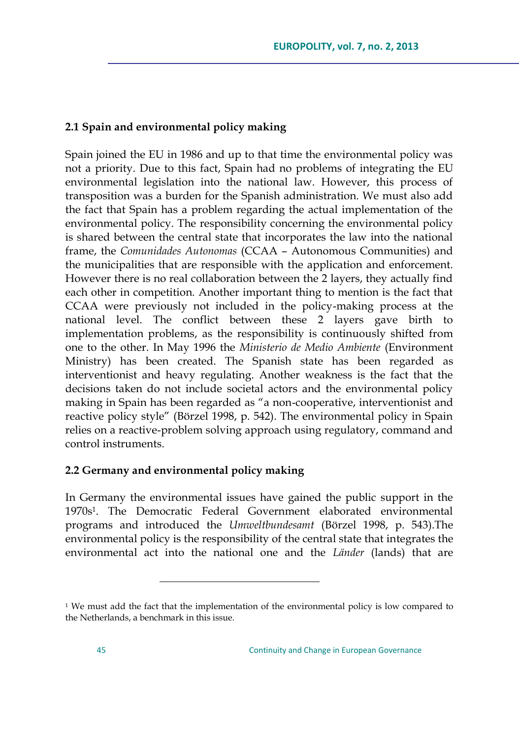### 2.1 Spain and environmental policy making

Spain joined the EU in 1986 and up to that time the environmental policy was not a priority. Due to this fact, Spain had no problems of integrating the EU environmental legislation into the national law. However, this process of transposition was a burden for the Spanish administration. We must also add the fact that Spain has a problem regarding the actual implementation of the environmental policy. The responsibility concerning the environmental policy is shared between the central state that incorporates the law into the national frame, the *Comunidades Autonomas* (CCAA – Autonomous Communities) and the municipalities that are responsible with the application and enforcement. However there is no real collaboration between the 2 layers, they actually find each other in competition. Another important thing to mention is the fact that CCAA were previously not included in the policy-making process at the national level. The conflict between these 2 layers gave birth to implementation problems, as the responsibility is continuously shifted from one to the other. In May 1996 the *Ministerio de Medio Ambiente* (Environment Ministry) has been created. The Spanish state has been regarded as interventionist and heavy regulating. Another weakness is the fact that the decisions taken do not include societal actors and the environmental policy making in Spain has been regarded as "a non-cooperative, interventionist and reactive policy style" (Börzel 1998, p. 542). The environmental policy in Spain relies on a reactive-problem solving approach using regulatory, command and control instruments.

### 2.2 Germany and environmental policy making

In Germany the environmental issues have gained the public support in the 1970s[1]. The Democratic Federal Government elaborated environmental programs and introduced the *Umweltbundesamt* (Börzel 1998, p. 543).The environmental policy is the responsibility of the central state that integrates the environmental act into the national one and the *Länder* (lands) that are

---

[1] We must add the fact that the implementation of the environmental policy is low compared to the Netherlands, a benchmark in this issue.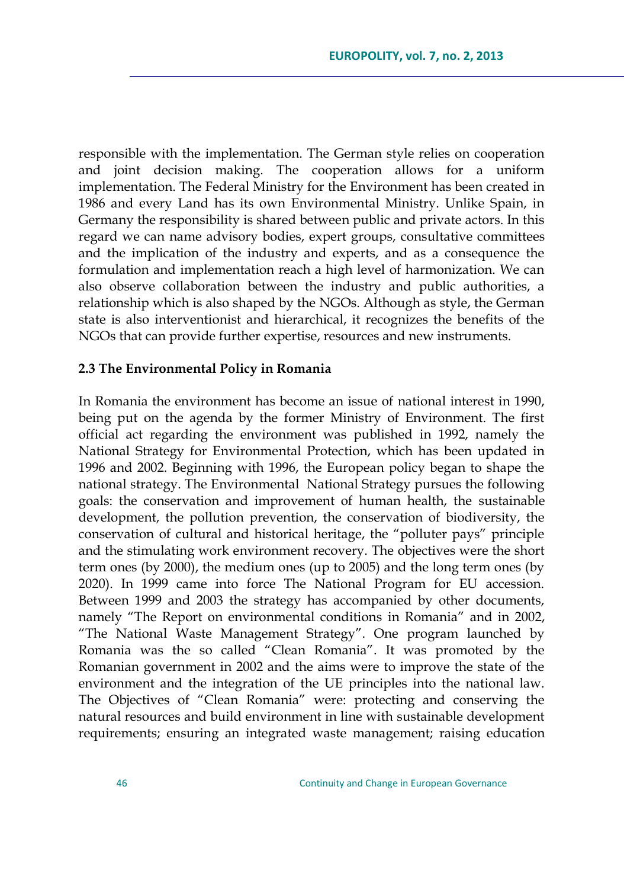responsible with the implementation. The German style relies on cooperation and joint decision making. The cooperation allows for a uniform implementation. The Federal Ministry for the Environment has been created in 1986 and every Land has its own Environmental Ministry. Unlike Spain, in Germany the responsibility is shared between public and private actors. In this regard we can name advisory bodies, expert groups, consultative committees and the implication of the industry and experts, and as a consequence the formulation and implementation reach a high level of harmonization. We can also observe collaboration between the industry and public authorities, a relationship which is also shaped by the NGOs. Although as style, the German state is also interventionist and hierarchical, it recognizes the benefits of the NGOs that can provide further expertise, resources and new instruments.

### 2.3 The Environmental Policy in Romania

In Romania the environment has become an issue of national interest in 1990, being put on the agenda by the former Ministry of Environment. The first official act regarding the environment was published in 1992, namely the National Strategy for Environmental Protection, which has been updated in 1996 and 2002. Beginning with 1996, the European policy began to shape the national strategy. The Environmental National Strategy pursues the following goals: the conservation and improvement of human health, the sustainable development, the pollution prevention, the conservation of biodiversity, the conservation of cultural and historical heritage, the "polluter pays" principle and the stimulating work environment recovery. The objectives were the short term ones (by 2000), the medium ones (up to 2005) and the long term ones (by 2020). In 1999 came into force The National Program for EU accession. Between 1999 and 2003 the strategy has accompanied by other documents, namely "The Report on environmental conditions in Romania" and in 2002, "The National Waste Management Strategy". One program launched by Romania was the so called "Clean Romania". It was promoted by the Romanian government in 2002 and the aims were to improve the state of the environment and the integration of the UE principles into the national law. The Objectives of "Clean Romania" were: protecting and conserving the natural resources and build environment in line with sustainable development requirements; ensuring an integrated waste management; raising education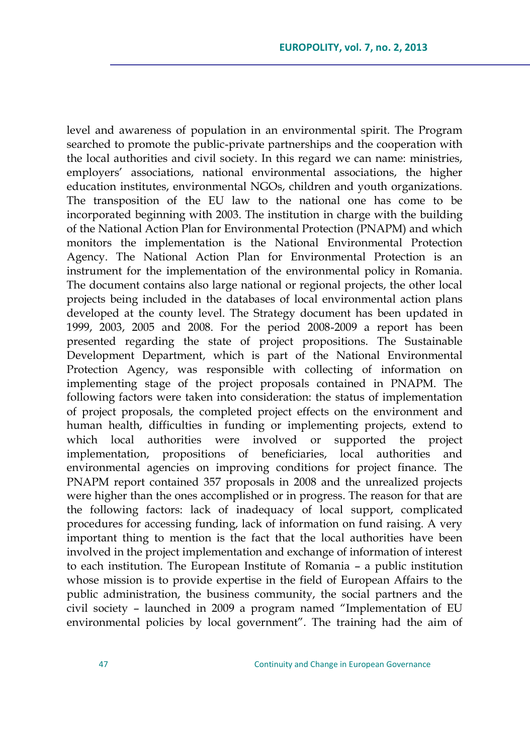level and awareness of population in an environmental spirit. The Program searched to promote the public-private partnerships and the cooperation with the local authorities and civil society. In this regard we can name: ministries, employers' associations, national environmental associations, the higher education institutes, environmental NGOs, children and youth organizations. The transposition of the EU law to the national one has come to be incorporated beginning with 2003. The institution in charge with the building of the National Action Plan for Environmental Protection (PNAPM) and which monitors the implementation is the National Environmental Protection Agency. The National Action Plan for Environmental Protection is an instrument for the implementation of the environmental policy in Romania. The document contains also large national or regional projects, the other local projects being included in the databases of local environmental action plans developed at the county level. The Strategy document has been updated in 1999, 2003, 2005 and 2008. For the period 2008-2009 a report has been presented regarding the state of project propositions. The Sustainable Development Department, which is part of the National Environmental Protection Agency, was responsible with collecting of information on implementing stage of the project proposals contained in PNAPM. The following factors were taken into consideration: the status of implementation of project proposals, the completed project effects on the environment and human health, difficulties in funding or implementing projects, extend to which local authorities were involved or supported the project implementation, propositions of beneficiaries, local authorities and environmental agencies on improving conditions for project finance. The PNAPM report contained 357 proposals in 2008 and the unrealized projects were higher than the ones accomplished or in progress. The reason for that are the following factors: lack of inadequacy of local support, complicated procedures for accessing funding, lack of information on fund raising. A very important thing to mention is the fact that the local authorities have been involved in the project implementation and exchange of information of interest to each institution. The European Institute of Romania – a public institution whose mission is to provide expertise in the field of European Affairs to the public administration, the business community, the social partners and the civil society – launched in 2009 a program named "Implementation of EU environmental policies by local government". The training had the aim of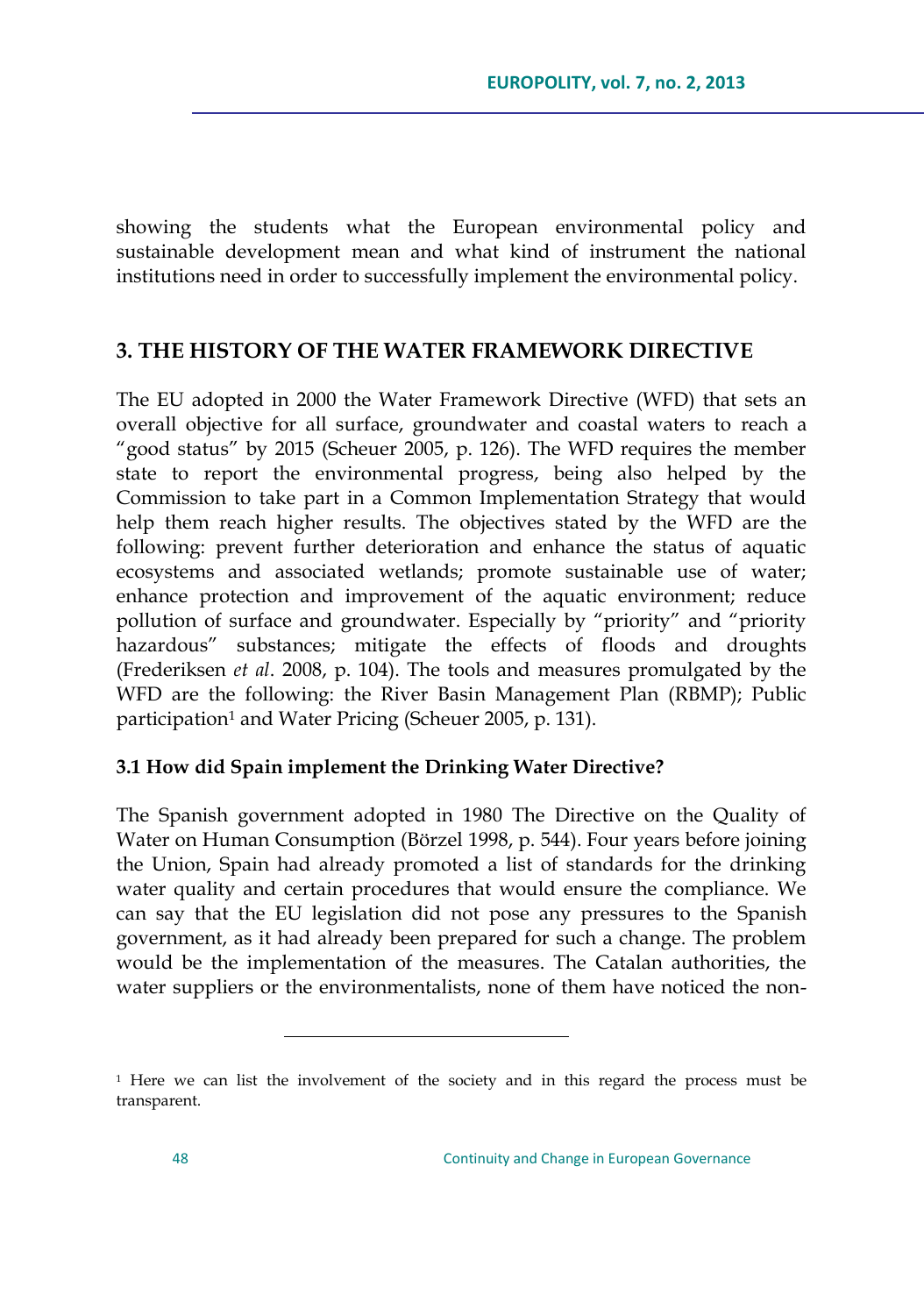showing the students what the European environmental policy and sustainable development mean and what kind of instrument the national institutions need in order to successfully implement the environmental policy.

## 3. THE HISTORY OF THE WATER FRAMEWORK DIRECTIVE

The EU adopted in 2000 the Water Framework Directive (WFD) that sets an overall objective for all surface, groundwater and coastal waters to reach a "good status" by 2015 (Scheuer 2005, p. 126). The WFD requires the member state to report the environmental progress, being also helped by the Commission to take part in a Common Implementation Strategy that would help them reach higher results. The objectives stated by the WFD are the following: prevent further deterioration and enhance the status of aquatic ecosystems and associated wetlands; promote sustainable use of water; enhance protection and improvement of the aquatic environment; reduce pollution of surface and groundwater. Especially by "priority" and "priority hazardous" substances; mitigate the effects of floods and droughts (Frederiksen *et al*. 2008, p. 104). The tools and measures promulgated by the WFD are the following: the River Basin Management Plan (RBMP); Public participation[1] and Water Pricing (Scheuer 2005, p. 131).

### 3.1 How did Spain implement the Drinking Water Directive?

The Spanish government adopted in 1980 The Directive on the Quality of Water on Human Consumption (Börzel 1998, p. 544). Four years before joining the Union, Spain had already promoted a list of standards for the drinking water quality and certain procedures that would ensure the compliance. We can say that the EU legislation did not pose any pressures to the Spanish government, as it had already been prepared for such a change. The problem would be the implementation of the measures. The Catalan authorities, the water suppliers or the environmentalists, none of them have noticed the non-

[1] Here we can list the involvement of the society and in this regard the process must be transparent.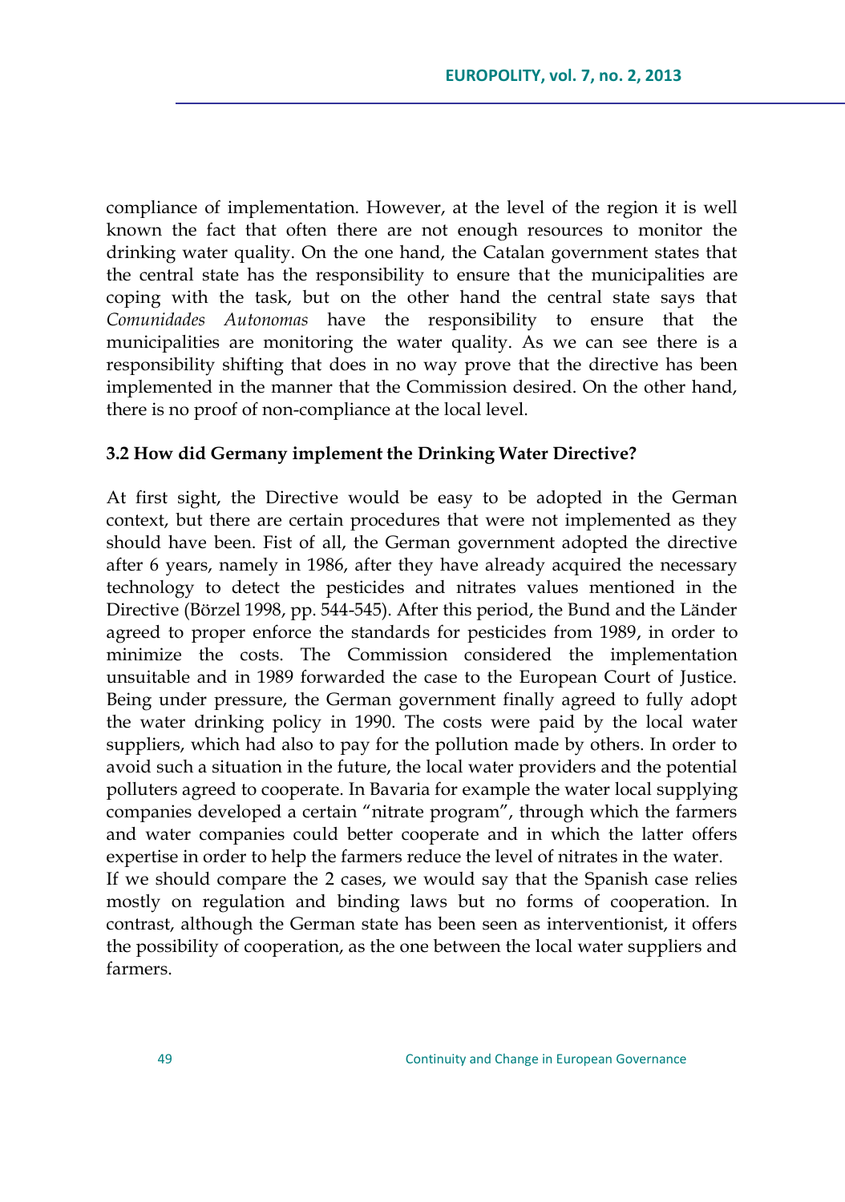compliance of implementation. However, at the level of the region it is well known the fact that often there are not enough resources to monitor the drinking water quality. On the one hand, the Catalan government states that the central state has the responsibility to ensure that the municipalities are coping with the task, but on the other hand the central state says that *Comunidades Autonomas* have the responsibility to ensure that the municipalities are monitoring the water quality. As we can see there is a responsibility shifting that does in no way prove that the directive has been implemented in the manner that the Commission desired. On the other hand, there is no proof of non-compliance at the local level.

### 3.2 How did Germany implement the Drinking Water Directive?

At first sight, the Directive would be easy to be adopted in the German context, but there are certain procedures that were not implemented as they should have been. Fist of all, the German government adopted the directive after 6 years, namely in 1986, after they have already acquired the necessary technology to detect the pesticides and nitrates values mentioned in the Directive (Börzel 1998, pp. 544-545). After this period, the Bund and the Länder agreed to proper enforce the standards for pesticides from 1989, in order to minimize the costs. The Commission considered the implementation unsuitable and in 1989 forwarded the case to the European Court of Justice. Being under pressure, the German government finally agreed to fully adopt the water drinking policy in 1990. The costs were paid by the local water suppliers, which had also to pay for the pollution made by others. In order to avoid such a situation in the future, the local water providers and the potential polluters agreed to cooperate. In Bavaria for example the water local supplying companies developed a certain "nitrate program", through which the farmers and water companies could better cooperate and in which the latter offers expertise in order to help the farmers reduce the level of nitrates in the water.
If we should compare the 2 cases, we would say that the Spanish case relies mostly on regulation and binding laws but no forms of cooperation. In contrast, although the German state has been seen as interventionist, it offers the possibility of cooperation, as the one between the local water suppliers and farmers.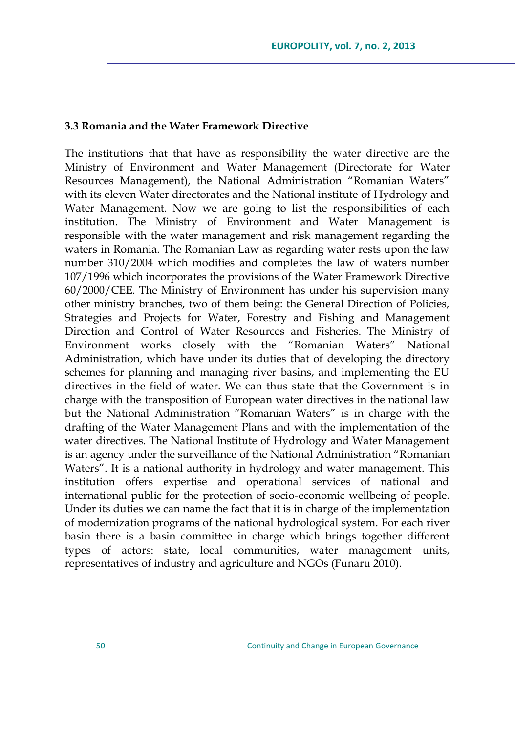### 3.3 Romania and the Water Framework Directive

The institutions that that have as responsibility the water directive are the Ministry of Environment and Water Management (Directorate for Water Resources Management), the National Administration "Romanian Waters" with its eleven Water directorates and the National institute of Hydrology and Water Management. Now we are going to list the responsibilities of each institution. The Ministry of Environment and Water Management is responsible with the water management and risk management regarding the waters in Romania. The Romanian Law as regarding water rests upon the law number 310/2004 which modifies and completes the law of waters number 107/1996 which incorporates the provisions of the Water Framework Directive 60/2000/CEE. The Ministry of Environment has under his supervision many other ministry branches, two of them being: the General Direction of Policies, Strategies and Projects for Water, Forestry and Fishing and Management Direction and Control of Water Resources and Fisheries. The Ministry of Environment works closely with the "Romanian Waters" National Administration, which have under its duties that of developing the directory schemes for planning and managing river basins, and implementing the EU directives in the field of water. We can thus state that the Government is in charge with the transposition of European water directives in the national law but the National Administration "Romanian Waters" is in charge with the drafting of the Water Management Plans and with the implementation of the water directives. The National Institute of Hydrology and Water Management is an agency under the surveillance of the National Administration "Romanian Waters". It is a national authority in hydrology and water management. This institution offers expertise and operational services of national and international public for the protection of socio-economic wellbeing of people. Under its duties we can name the fact that it is in charge of the implementation of modernization programs of the national hydrological system. For each river basin there is a basin committee in charge which brings together different types of actors: state, local communities, water management units, representatives of industry and agriculture and NGOs (Funaru 2010).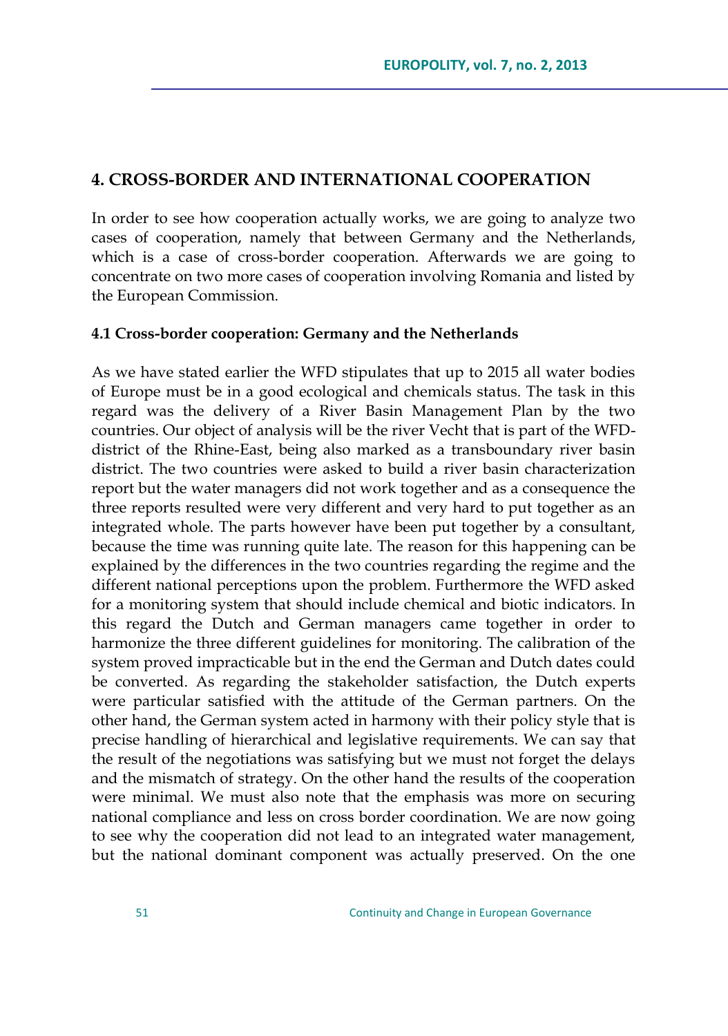## 4. CROSS-BORDER AND INTERNATIONAL COOPERATION

In order to see how cooperation actually works, we are going to analyze two cases of cooperation, namely that between Germany and the Netherlands, which is a case of cross-border cooperation. Afterwards we are going to concentrate on two more cases of cooperation involving Romania and listed by the European Commission.

### 4.1 Cross-border cooperation: Germany and the Netherlands

As we have stated earlier the WFD stipulates that up to 2015 all water bodies of Europe must be in a good ecological and chemicals status. The task in this regard was the delivery of a River Basin Management Plan by the two countries. Our object of analysis will be the river Vecht that is part of the WFD-district of the Rhine-East, being also marked as a transboundary river basin district. The two countries were asked to build a river basin characterization report but the water managers did not work together and as a consequence the three reports resulted were very different and very hard to put together as an integrated whole. The parts however have been put together by a consultant, because the time was running quite late. The reason for this happening can be explained by the differences in the two countries regarding the regime and the different national perceptions upon the problem. Furthermore the WFD asked for a monitoring system that should include chemical and biotic indicators. In this regard the Dutch and German managers came together in order to harmonize the three different guidelines for monitoring. The calibration of the system proved impracticable but in the end the German and Dutch dates could be converted. As regarding the stakeholder satisfaction, the Dutch experts were particular satisfied with the attitude of the German partners. On the other hand, the German system acted in harmony with their policy style that is precise handling of hierarchical and legislative requirements. We can say that the result of the negotiations was satisfying but we must not forget the delays and the mismatch of strategy. On the other hand the results of the cooperation were minimal. We must also note that the emphasis was more on securing national compliance and less on cross border coordination. We are now going to see why the cooperation did not lead to an integrated water management, but the national dominant component was actually preserved. On the one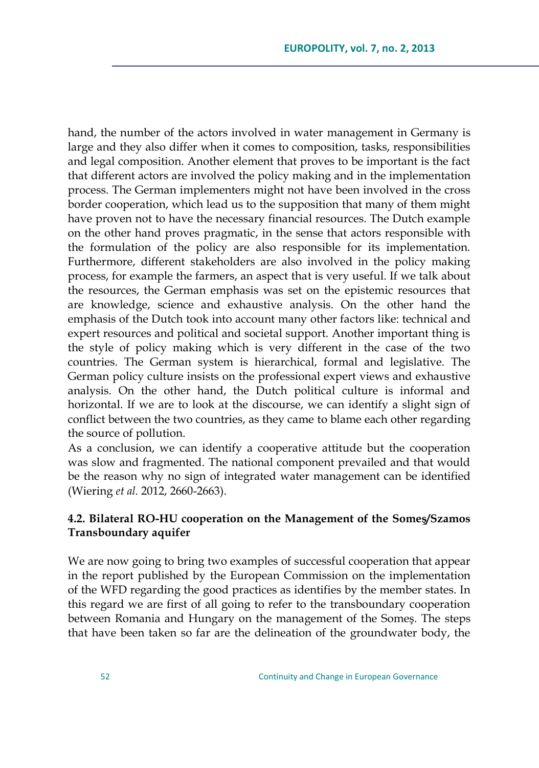hand, the number of the actors involved in water management in Germany is large and they also differ when it comes to composition, tasks, responsibilities and legal composition. Another element that proves to be important is the fact that different actors are involved the policy making and in the implementation process. The German implementers might not have been involved in the cross border cooperation, which lead us to the supposition that many of them might have proven not to have the necessary financial resources. The Dutch example on the other hand proves pragmatic, in the sense that actors responsible with the formulation of the policy are also responsible for its implementation. Furthermore, different stakeholders are also involved in the policy making process, for example the farmers, an aspect that is very useful. If we talk about the resources, the German emphasis was set on the epistemic resources that are knowledge, science and exhaustive analysis. On the other hand the emphasis of the Dutch took into account many other factors like: technical and expert resources and political and societal support. Another important thing is the style of policy making which is very different in the case of the two countries. The German system is hierarchical, formal and legislative. The German policy culture insists on the professional expert views and exhaustive analysis. On the other hand, the Dutch political culture is informal and horizontal. If we are to look at the discourse, we can identify a slight sign of conflict between the two countries, as they came to blame each other regarding the source of pollution.

As a conclusion, we can identify a cooperative attitude but the cooperation was slow and fragmented. The national component prevailed and that would be the reason why no sign of integrated water management can be identified (Wiering *et al.* 2012, 2660-2663).

### 4.2. Bilateral RO-HU cooperation on the Management of the Someş/Szamos Transboundary aquifer

We are now going to bring two examples of successful cooperation that appear in the report published by the European Commission on the implementation of the WFD regarding the good practices as identifies by the member states. In this regard we are first of all going to refer to the transboundary cooperation between Romania and Hungary on the management of the Someş. The steps that have been taken so far are the delineation of the groundwater body, the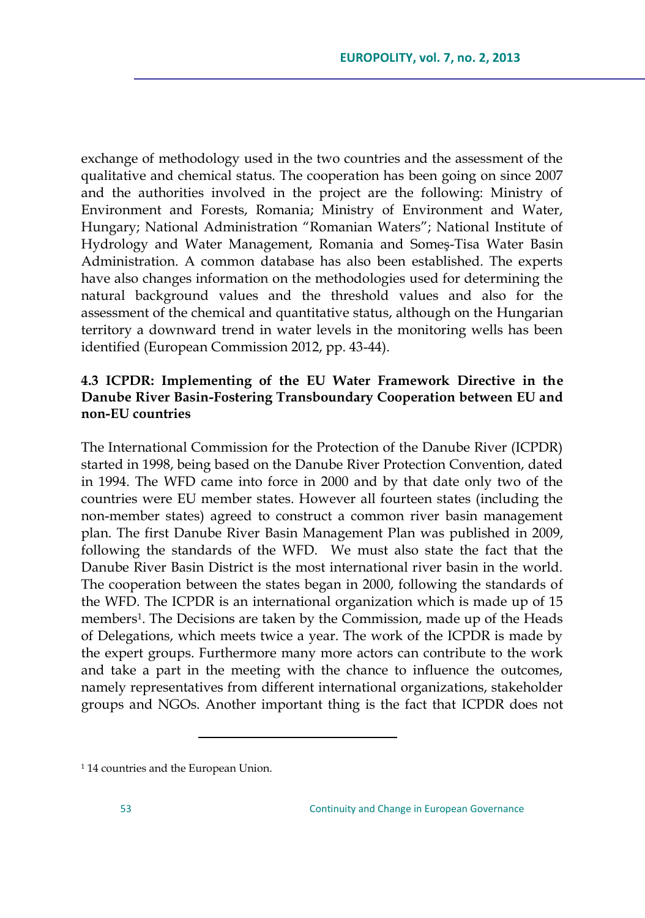exchange of methodology used in the two countries and the assessment of the qualitative and chemical status. The cooperation has been going on since 2007 and the authorities involved in the project are the following: Ministry of Environment and Forests, Romania; Ministry of Environment and Water, Hungary; National Administration "Romanian Waters"; National Institute of Hydrology and Water Management, Romania and Someş-Tisa Water Basin Administration. A common database has also been established. The experts have also changes information on the methodologies used for determining the natural background values and the threshold values and also for the assessment of the chemical and quantitative status, although on the Hungarian territory a downward trend in water levels in the monitoring wells has been identified (European Commission 2012, pp. 43-44).

### 4.3 ICPDR: Implementing of the EU Water Framework Directive in the Danube River Basin-Fostering Transboundary Cooperation between EU and non-EU countries

The International Commission for the Protection of the Danube River (ICPDR) started in 1998, being based on the Danube River Protection Convention, dated in 1994. The WFD came into force in 2000 and by that date only two of the countries were EU member states. However all fourteen states (including the non-member states) agreed to construct a common river basin management plan. The first Danube River Basin Management Plan was published in 2009, following the standards of the WFD. We must also state the fact that the Danube River Basin District is the most international river basin in the world. The cooperation between the states began in 2000, following the standards of the WFD. The ICPDR is an international organization which is made up of 15 members[1]. The Decisions are taken by the Commission, made up of the Heads of Delegations, which meets twice a year. The work of the ICPDR is made by the expert groups. Furthermore many more actors can contribute to the work and take a part in the meeting with the chance to influence the outcomes, namely representatives from different international organizations, stakeholder groups and NGOs. Another important thing is the fact that ICPDR does not

---

[1] 14 countries and the European Union.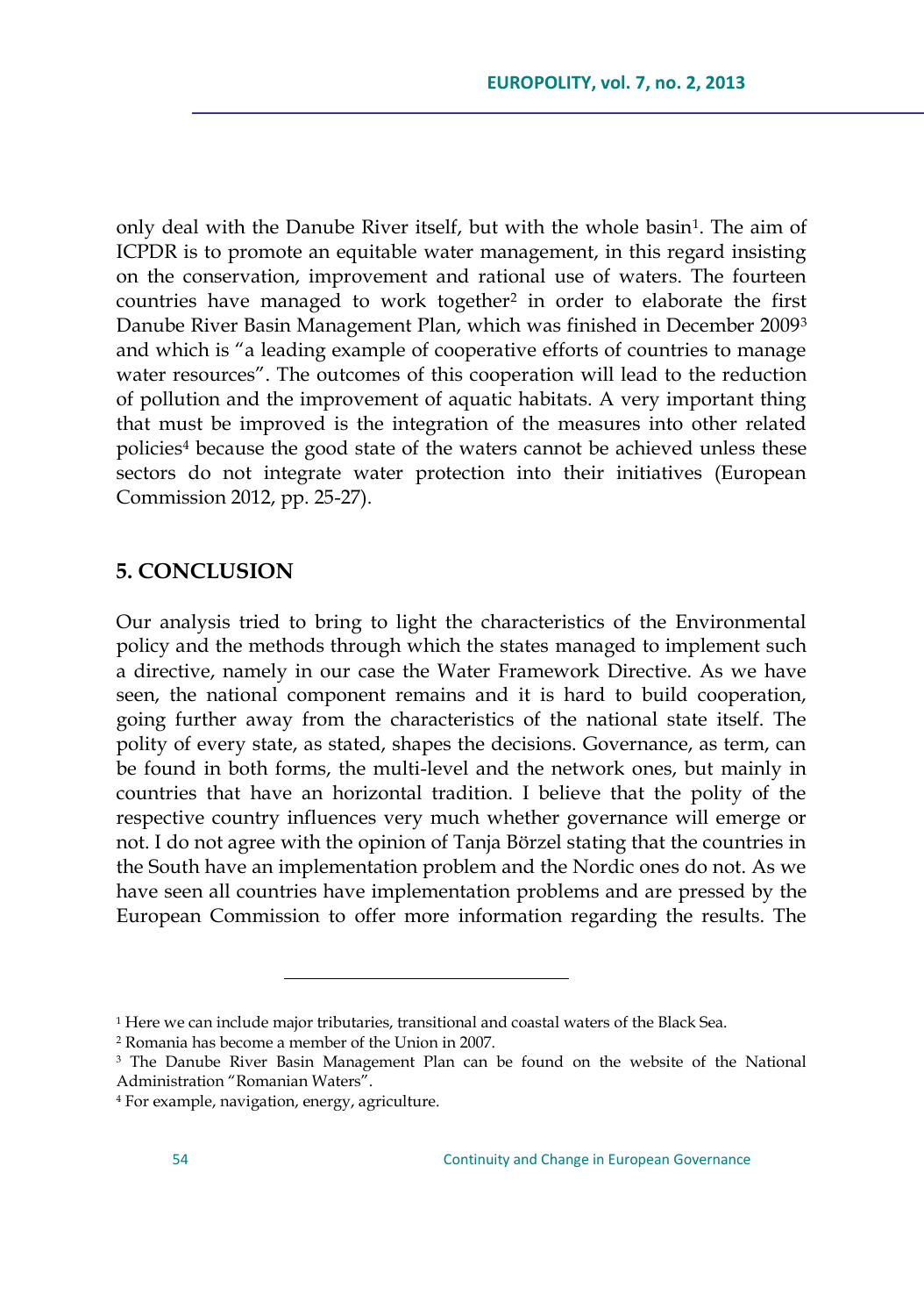only deal with the Danube River itself, but with the whole basin[1]. The aim of ICPDR is to promote an equitable water management, in this regard insisting on the conservation, improvement and rational use of waters. The fourteen countries have managed to work together[2] in order to elaborate the first Danube River Basin Management Plan, which was finished in December 2009[3] and which is "a leading example of cooperative efforts of countries to manage water resources". The outcomes of this cooperation will lead to the reduction of pollution and the improvement of aquatic habitats. A very important thing that must be improved is the integration of the measures into other related policies[4] because the good state of the waters cannot be achieved unless these sectors do not integrate water protection into their initiatives (European Commission 2012, pp. 25-27).

## 5. CONCLUSION

Our analysis tried to bring to light the characteristics of the Environmental policy and the methods through which the states managed to implement such a directive, namely in our case the Water Framework Directive. As we have seen, the national component remains and it is hard to build cooperation, going further away from the characteristics of the national state itself. The polity of every state, as stated, shapes the decisions. Governance, as term, can be found in both forms, the multi-level and the network ones, but mainly in countries that have an horizontal tradition. I believe that the polity of the respective country influences very much whether governance will emerge or not. I do not agree with the opinion of Tanja Börzel stating that the countries in the South have an implementation problem and the Nordic ones do not. As we have seen all countries have implementation problems and are pressed by the European Commission to offer more information regarding the results. The

---

[1] Here we can include major tributaries, transitional and coastal waters of the Black Sea.

[2] Romania has become a member of the Union in 2007.

[3] The Danube River Basin Management Plan can be found on the website of the National Administration "Romanian Waters".

[4] For example, navigation, energy, agriculture.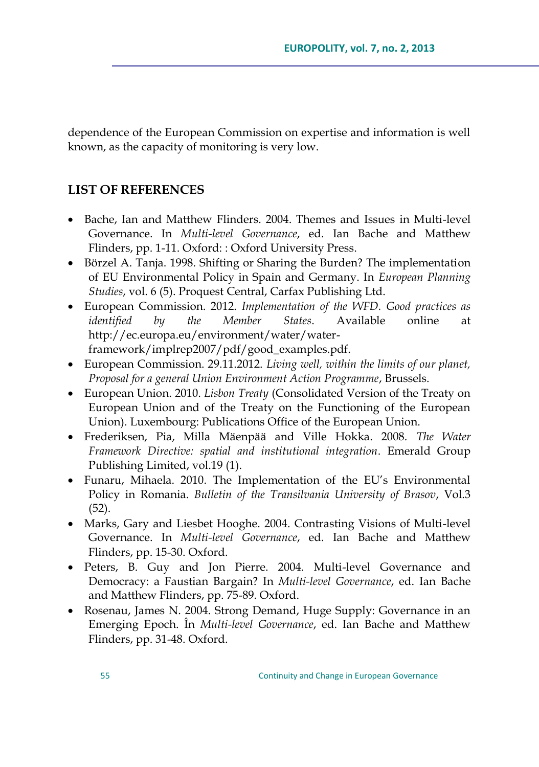dependence of the European Commission on expertise and information is well known, as the capacity of monitoring is very low.

## LIST OF REFERENCES

- Bache, Ian and Matthew Flinders. 2004. Themes and Issues in Multi-level Governance. In *Multi-level Governance*, ed. Ian Bache and Matthew Flinders, pp. 1-11. Oxford: : Oxford University Press.
- Börzel A. Tanja. 1998. Shifting or Sharing the Burden? The implementation of EU Environmental Policy in Spain and Germany. In *European Planning Studies*, vol. 6 (5). Proquest Central, Carfax Publishing Ltd.
- European Commission. 2012. *Implementation of the WFD. Good practices as identified by the Member States*. Available online at http://ec.europa.eu/environment/water/water-framework/implrep2007/pdf/good_examples.pdf.
- European Commission. 29.11.2012. *Living well, within the limits of our planet, Proposal for a general Union Environment Action Programme*, Brussels.
- European Union. 2010. *Lisbon Treaty* (Consolidated Version of the Treaty on European Union and of the Treaty on the Functioning of the European Union). Luxembourg: Publications Office of the European Union.
- Frederiksen, Pia, Milla Mäenpää and Ville Hokka. 2008. *The Water Framework Directive: spatial and institutional integration*. Emerald Group Publishing Limited, vol.19 (1).
- Funaru, Mihaela. 2010. The Implementation of the EU's Environmental Policy in Romania. *Bulletin of the Transilvania University of Brasov*, Vol.3 (52).
- Marks, Gary and Liesbet Hooghe. 2004. Contrasting Visions of Multi-level Governance. In *Multi-level Governance*, ed. Ian Bache and Matthew Flinders, pp. 15-30. Oxford.
- Peters, B. Guy and Jon Pierre. 2004. Multi-level Governance and Democracy: a Faustian Bargain? In *Multi-level Governance*, ed. Ian Bache and Matthew Flinders, pp. 75-89. Oxford.
- Rosenau, James N. 2004. Strong Demand, Huge Supply: Governance in an Emerging Epoch. În *Multi-level Governance*, ed. Ian Bache and Matthew Flinders, pp. 31-48. Oxford.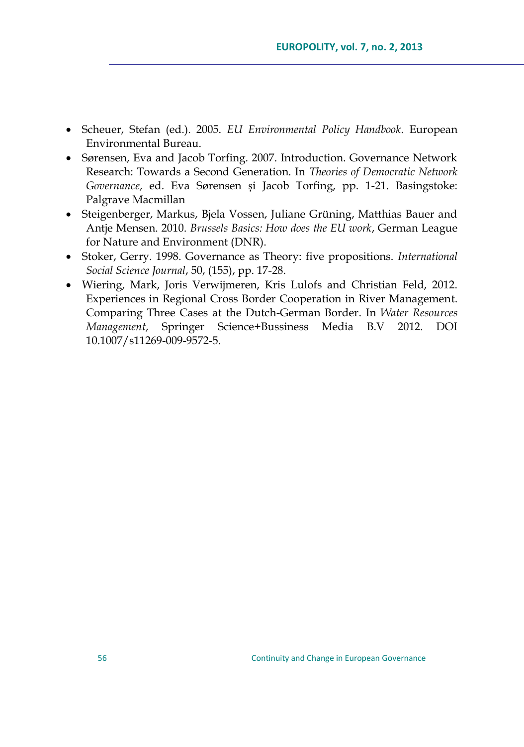- Scheuer, Stefan (ed.). 2005. *EU Environmental Policy Handbook*. European Environmental Bureau.
- Sørensen, Eva and Jacob Torfing. 2007. Introduction. Governance Network Research: Towards a Second Generation. In *Theories of Democratic Network Governance*, ed. Eva Sørensen și Jacob Torfing, pp. 1-21. Basingstoke: Palgrave Macmillan
- Steigenberger, Markus, Bjela Vossen, Juliane Grüning, Matthias Bauer and Antje Mensen. 2010. *Brussels Basics: How does the EU work*, German League for Nature and Environment (DNR).
- Stoker, Gerry. 1998. Governance as Theory: five propositions. *International Social Science Journal*, 50, (155), pp. 17-28.
- Wiering, Mark, Joris Verwijmeren, Kris Lulofs and Christian Feld, 2012. Experiences in Regional Cross Border Cooperation in River Management. Comparing Three Cases at the Dutch-German Border. In *Water Resources Management*, Springer Science+Bussiness Media B.V 2012. DOI 10.1007/s11269-009-9572-5.